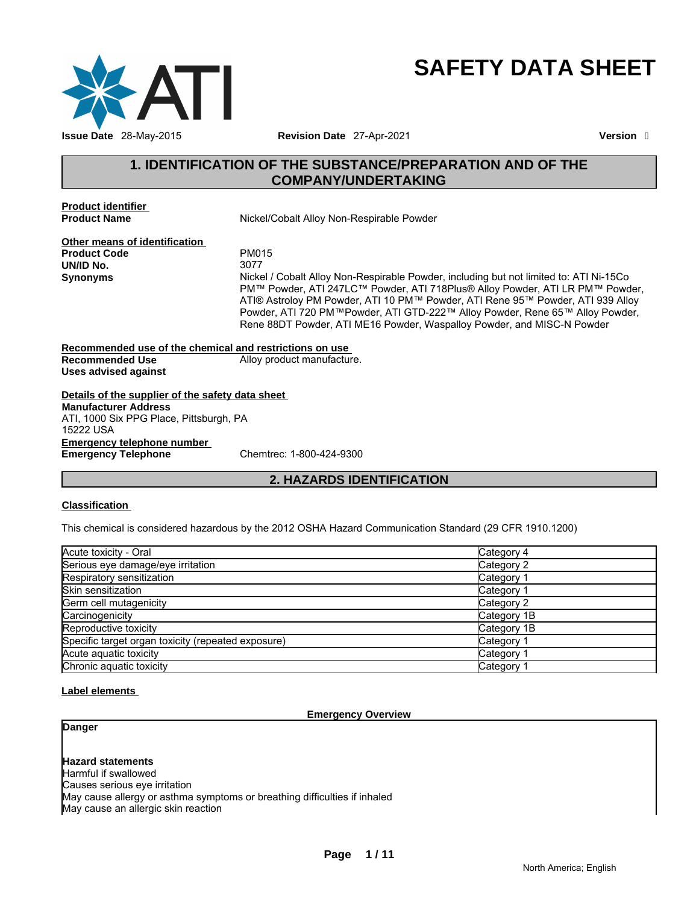# SAFETY DATA SHEET

**Issue Date** 28-May-2015 **Revision Date** 27-Apr-2021 **Version** 

## 1. IDENTIFICATION OF THE SUBSTANCE/PREPARATION AND OF THE COMPANY/UNDERTAKING

**Product identifier**

**Product Name** Nickel/Cobalt Alloy Non-Respirable Powder

**Other means of identification**

**Product Code** PM015

**UN/ID No.** 3077

**Synonyms** Nickel / Cobalt Alloy Non-Respirable Powder, including but not limited to: ATI Ni-15Co PM™ Powder, ATI 247LC™ Powder, ATI 718Plus® Alloy Powder, ATI LR PM™ Powder, ATI® Astroloy PM Powder, ATI 10 PM™ Powder, ATI Rene 95™ Powder, ATI 939 Alloy Powder, ATI 720 PM™Powder, ATI GTD-222™ Alloy Powder, Rene 65™ Alloy Powder, Rene 88DT Powder, ATI ME16 Powder, Waspalloy Powder, and MISC-N Powder

**Recommended use of the chemical and restrictions on use**

**Recommended Use** Alloy product manufacture.

**Uses advised against**

**Details of the supplier of the safety data sheet**

**Manufacturer Address**
ATI, 1000 Six PPG Place, Pittsburgh, PA
15222 USA

**Emergency telephone number**

**Emergency Telephone** Chemtrec: 1-800-424-9300

## 2. HAZARDS IDENTIFICATION

**Classification**

This chemical is considered hazardous by the 2012 OSHA Hazard Communication Standard (29 CFR 1910.1200)

| Hazard class | Category |
|---|---|
| Acute toxicity - Oral | Category 4 |
| Serious eye damage/eye irritation | Category 2 |
| Respiratory sensitization | Category 1 |
| Skin sensitization | Category 1 |
| Germ cell mutagenicity | Category 2 |
| Carcinogenicity | Category 1B |
| Reproductive toxicity | Category 1B |
| Specific target organ toxicity (repeated exposure) | Category 1 |
| Acute aquatic toxicity | Category 1 |
| Chronic aquatic toxicity | Category 1 |

**Label elements**

**Emergency Overview**

**Danger**

**Hazard statements**

Harmful if swallowed
Causes serious eye irritation
May cause allergy or asthma symptoms or breathing difficulties if inhaled
May cause an allergic skin reaction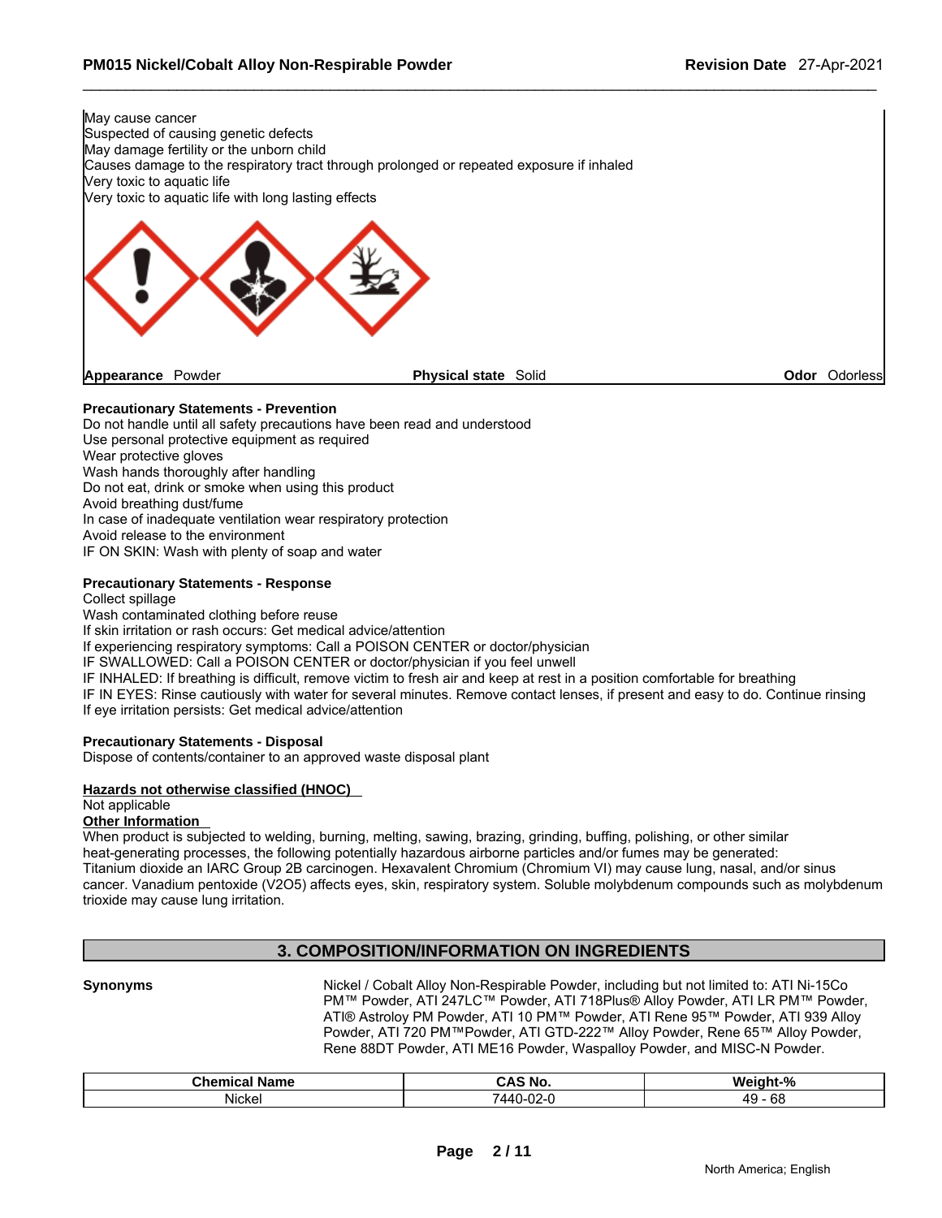May cause cancer
Suspected of causing genetic defects
May damage fertility or the unborn child
Causes damage to the respiratory tract through prolonged or repeated exposure if inhaled
Very toxic to aquatic life
Very toxic to aquatic life with long lasting effects

**Appearance** Powder | **Physical state** Solid | **Odor** Odorless

**Precautionary Statements - Prevention**
Do not handle until all safety precautions have been read and understood
Use personal protective equipment as required
Wear protective gloves
Wash hands thoroughly after handling
Do not eat, drink or smoke when using this product
Avoid breathing dust/fume
In case of inadequate ventilation wear respiratory protection
Avoid release to the environment
IF ON SKIN: Wash with plenty of soap and water

**Precautionary Statements - Response**
Collect spillage
Wash contaminated clothing before reuse
If skin irritation or rash occurs: Get medical advice/attention
If experiencing respiratory symptoms: Call a POISON CENTER or doctor/physician
IF SWALLOWED: Call a POISON CENTER or doctor/physician if you feel unwell
IF INHALED: If breathing is difficult, remove victim to fresh air and keep at rest in a position comfortable for breathing
IF IN EYES: Rinse cautiously with water for several minutes. Remove contact lenses, if present and easy to do. Continue rinsing
If eye irritation persists: Get medical advice/attention

**Precautionary Statements - Disposal**
Dispose of contents/container to an approved waste disposal plant

**Hazards not otherwise classified (HNOC)**
Not applicable

**Other Information**
When product is subjected to welding, burning, melting, sawing, brazing, grinding, buffing, polishing, or other similar heat-generating processes, the following potentially hazardous airborne particles and/or fumes may be generated: Titanium dioxide an IARC Group 2B carcinogen. Hexavalent Chromium (Chromium VI) may cause lung, nasal, and/or sinus cancer. Vanadium pentoxide ($V_2O_5$) affects eyes, skin, respiratory system. Soluble molybdenum compounds such as molybdenum trioxide may cause lung irritation.

## 3. COMPOSITION/INFORMATION ON INGREDIENTS

**Synonyms** Nickel / Cobalt Alloy Non-Respirable Powder, including but not limited to: ATI Ni-15Co PM™ Powder, ATI 247LC™ Powder, ATI 718Plus® Alloy Powder, ATI LR PM™ Powder, ATI® Astroloy PM Powder, ATI 10 PM™ Powder, ATI Rene 95™ Powder, ATI 939 Alloy Powder, ATI 720 PM™Powder, ATI GTD-222™ Alloy Powder, Rene 65™ Alloy Powder, Rene 88DT Powder, ATI ME16 Powder, Waspalloy Powder, and MISC-N Powder.

| Chemical Name | CAS No. | Weight-% |
|---|---|---|
| Nickel | 7440-02-0 | 49 - 68 |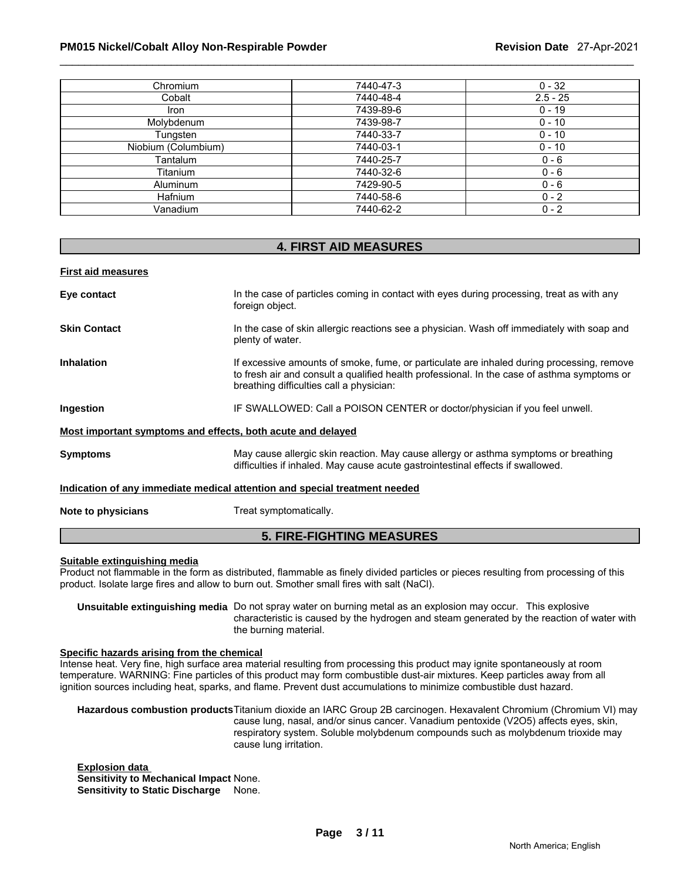| Chromium | 7440-47-3 | 0 - 32 |
|---|---|---|
| Cobalt | 7440-48-4 | 2.5 - 25 |
| Iron | 7439-89-6 | 0 - 19 |
| Molybdenum | 7439-98-7 | 0 - 10 |
| Tungsten | 7440-33-7 | 0 - 10 |
| Niobium (Columbium) | 7440-03-1 | 0 - 10 |
| Tantalum | 7440-25-7 | 0 - 6 |
| Titanium | 7440-32-6 | 0 - 6 |
| Aluminum | 7429-90-5 | 0 - 6 |
| Hafnium | 7440-58-6 | 0 - 2 |
| Vanadium | 7440-62-2 | 0 - 2 |

## 4. FIRST AID MEASURES

**First aid measures**

**Eye contact** In the case of particles coming in contact with eyes during processing, treat as with any foreign object.

**Skin Contact** In the case of skin allergic reactions see a physician. Wash off immediately with soap and plenty of water.

**Inhalation** If excessive amounts of smoke, fume, or particulate are inhaled during processing, remove to fresh air and consult a qualified health professional. In the case of asthma symptoms or breathing difficulties call a physician:

**Ingestion** IF SWALLOWED: Call a POISON CENTER or doctor/physician if you feel unwell.

**Most important symptoms and effects, both acute and delayed**

**Symptoms** May cause allergic skin reaction. May cause allergy or asthma symptoms or breathing difficulties if inhaled. May cause acute gastrointestinal effects if swallowed.

**Indication of any immediate medical attention and special treatment needed**

**Note to physicians** Treat symptomatically.

## 5. FIRE-FIGHTING MEASURES

**Suitable extinguishing media**

Product not flammable in the form as distributed, flammable as finely divided particles or pieces resulting from processing of this product. Isolate large fires and allow to burn out. Smother small fires with salt (NaCl).

**Unsuitable extinguishing media** Do not spray water on burning metal as an explosion may occur. This explosive characteristic is caused by the hydrogen and steam generated by the reaction of water with the burning material.

**Specific hazards arising from the chemical**

Intense heat. Very fine, high surface area material resulting from processing this product may ignite spontaneously at room temperature. WARNING: Fine particles of this product may form combustible dust-air mixtures. Keep particles away from all ignition sources including heat, sparks, and flame. Prevent dust accumulations to minimize combustible dust hazard.

**Hazardous combustion products** Titanium dioxide an IARC Group 2B carcinogen. Hexavalent Chromium (Chromium VI) may cause lung, nasal, and/or sinus cancer. Vanadium pentoxide ($V_2O_5$) affects eyes, skin, respiratory system. Soluble molybdenum compounds such as molybdenum trioxide may cause lung irritation.

**Explosion data**

**Sensitivity to Mechanical Impact** None.

**Sensitivity to Static Discharge** None.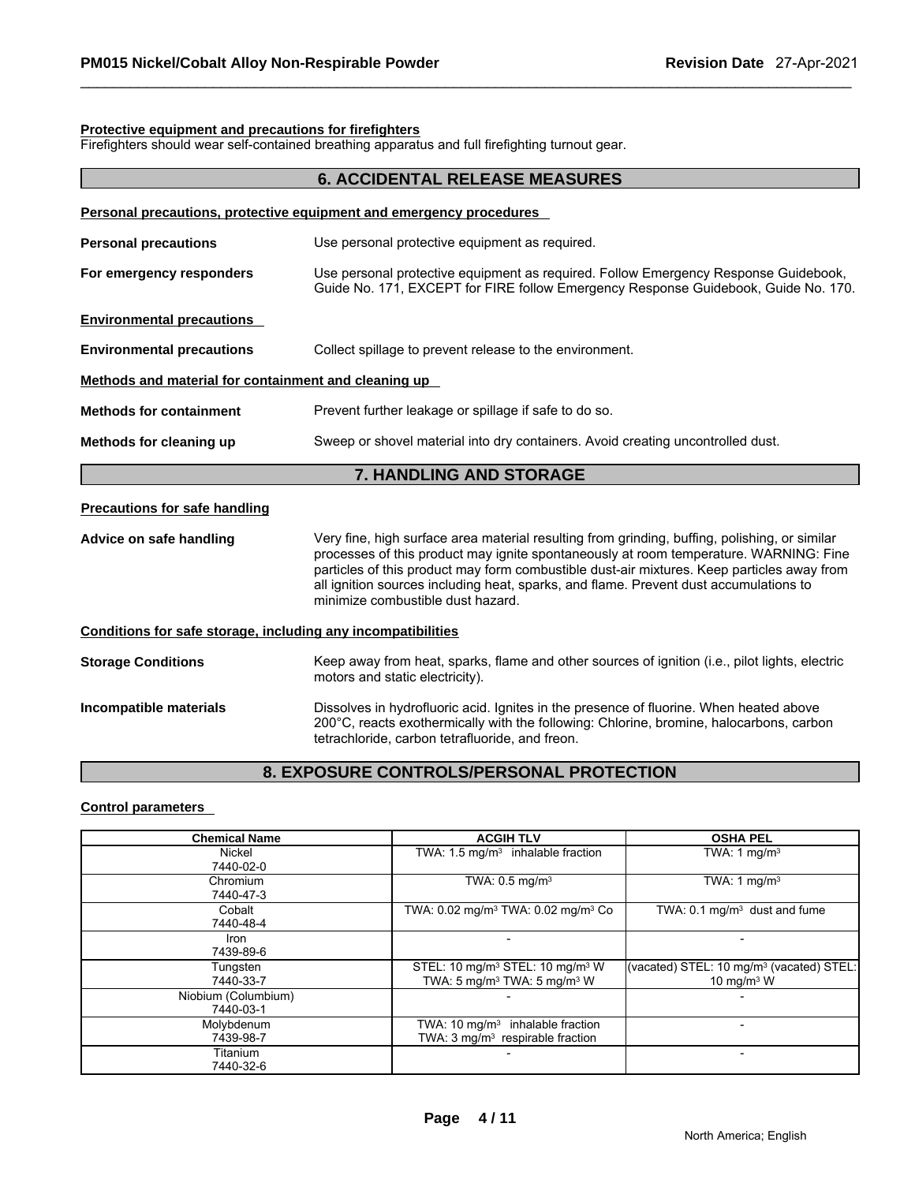**Protective equipment and precautions for firefighters**

Firefighters should wear self-contained breathing apparatus and full firefighting turnout gear.

## 6. ACCIDENTAL RELEASE MEASURES

**Personal precautions, protective equipment and emergency procedures**

**Personal precautions** Use personal protective equipment as required.

**For emergency responders** Use personal protective equipment as required. Follow Emergency Response Guidebook, Guide No. 171, EXCEPT for FIRE follow Emergency Response Guidebook, Guide No. 170.

**Environmental precautions**

**Environmental precautions** Collect spillage to prevent release to the environment.

**Methods and material for containment and cleaning up**

**Methods for containment** Prevent further leakage or spillage if safe to do so.

**Methods for cleaning up** Sweep or shovel material into dry containers. Avoid creating uncontrolled dust.

## 7. HANDLING AND STORAGE

**Precautions for safe handling**

**Advice on safe handling** Very fine, high surface area material resulting from grinding, buffing, polishing, or similar processes of this product may ignite spontaneously at room temperature. WARNING: Fine particles of this product may form combustible dust-air mixtures. Keep particles away from all ignition sources including heat, sparks, and flame. Prevent dust accumulations to minimize combustible dust hazard.

**Conditions for safe storage, including any incompatibilities**

**Storage Conditions** Keep away from heat, sparks, flame and other sources of ignition (i.e., pilot lights, electric motors and static electricity).

**Incompatible materials** Dissolves in hydrofluoric acid. Ignites in the presence of fluorine. When heated above 200°C, reacts exothermically with the following: Chlorine, bromine, halocarbons, carbon tetrachloride, carbon tetrafluoride, and freon.

## 8. EXPOSURE CONTROLS/PERSONAL PROTECTION

**Control parameters**

| Chemical Name | ACGIH TLV | OSHA PEL |
|---|---|---|
| Nickel 7440-02-0 | TWA: 1.5 mg/m$^3$ inhalable fraction | TWA: 1 mg/m$^3$ |
| Chromium 7440-47-3 | TWA: 0.5 mg/m$^3$ | TWA: 1 mg/m$^3$ |
| Cobalt 7440-48-4 | TWA: 0.02 mg/m$^3$ TWA: 0.02 mg/m$^3$ Co | TWA: 0.1 mg/m$^3$ dust and fume |
| Iron 7439-89-6 | - | - |
| Tungsten 7440-33-7 | STEL: 10 mg/m$^3$ STEL: 10 mg/m$^3$ W TWA: 5 mg/m$^3$ TWA: 5 mg/m$^3$ W | (vacated) STEL: 10 mg/m$^3$ (vacated) STEL: 10 mg/m$^3$ W |
| Niobium (Columbium) 7440-03-1 | - | - |
| Molybdenum 7439-98-7 | TWA: 10 mg/m$^3$ inhalable fraction TWA: 3 mg/m$^3$ respirable fraction | - |
| Titanium 7440-32-6 | - | - |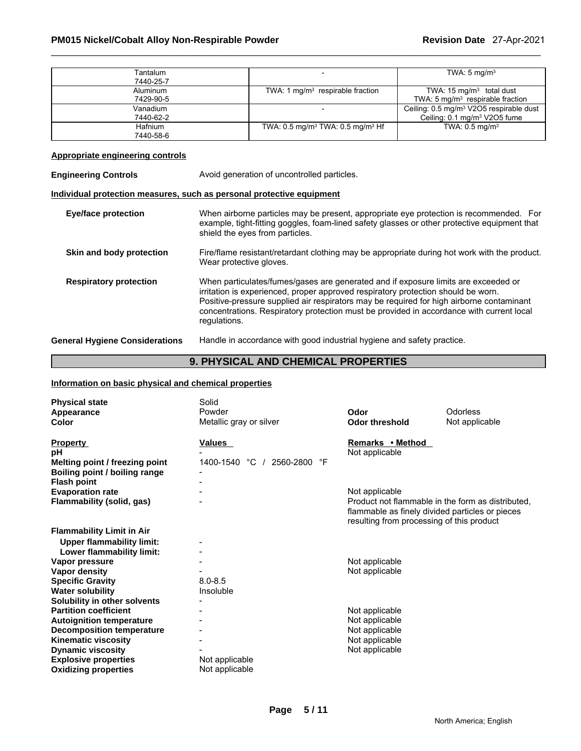| | | |
|---|---|---|
| Tantalum<br>7440-25-7 | - | TWA: 5 mg/m³ |
| Aluminum<br>7429-90-5 | TWA: 1 mg/m³ respirable fraction | TWA: 15 mg/m³ total dust<br>TWA: 5 mg/m³ respirable fraction |
| Vanadium<br>7440-62-2 | - | Ceiling: 0.5 mg/m³ V2O5 respirable dust<br>Ceiling: 0.1 mg/m³ V2O5 fume |
| Hafnium<br>7440-58-6 | TWA: 0.5 mg/m³ TWA: 0.5 mg/m³ Hf | TWA: 0.5 mg/m³ |

**Appropriate engineering controls**

**Engineering Controls** Avoid generation of uncontrolled particles.

**Individual protection measures, such as personal protective equipment**

**Eye/face protection** When airborne particles may be present, appropriate eye protection is recommended. For example, tight-fitting goggles, foam-lined safety glasses or other protective equipment that shield the eyes from particles.

**Skin and body protection** Fire/flame resistant/retardant clothing may be appropriate during hot work with the product. Wear protective gloves.

**Respiratory protection** When particulates/fumes/gases are generated and if exposure limits are exceeded or irritation is experienced, proper approved respiratory protection should be worn. Positive-pressure supplied air respirators may be required for high airborne contaminant concentrations. Respiratory protection must be provided in accordance with current local regulations.

**General Hygiene Considerations** Handle in accordance with good industrial hygiene and safety practice.

## 9. PHYSICAL AND CHEMICAL PROPERTIES

**Information on basic physical and chemical properties**

| | | | |
|---|---|---|---|
| **Physical state** | Solid | | |
| **Appearance** | Powder | **Odor** | Odorless |
| **Color** | Metallic gray or silver | **Odor threshold** | Not applicable |

| **Property** | **Values** | **Remarks • Method** |
|---|---|---|
| **pH** | - | Not applicable |
| **Melting point / freezing point** | 1400-1540 °C / 2560-2800 °F | |
| **Boiling point / boiling range** | - | |
| **Flash point** | - | |
| **Evaporation rate** | - | Not applicable |
| **Flammability (solid, gas)** | - | Product not flammable in the form as distributed, flammable as finely divided particles or pieces resulting from processing of this product |
| **Flammability Limit in Air** | | |
| **Upper flammability limit:** | - | |
| **Lower flammability limit:** | - | |
| **Vapor pressure** | - | Not applicable |
| **Vapor density** | - | Not applicable |
| **Specific Gravity** | 8.0-8.5 | |
| **Water solubility** | Insoluble | |
| **Solubility in other solvents** | - | |
| **Partition coefficient** | - | Not applicable |
| **Autoignition temperature** | - | Not applicable |
| **Decomposition temperature** | - | Not applicable |
| **Kinematic viscosity** | - | Not applicable |
| **Dynamic viscosity** | - | Not applicable |
| **Explosive properties** | Not applicable | |
| **Oxidizing properties** | Not applicable | |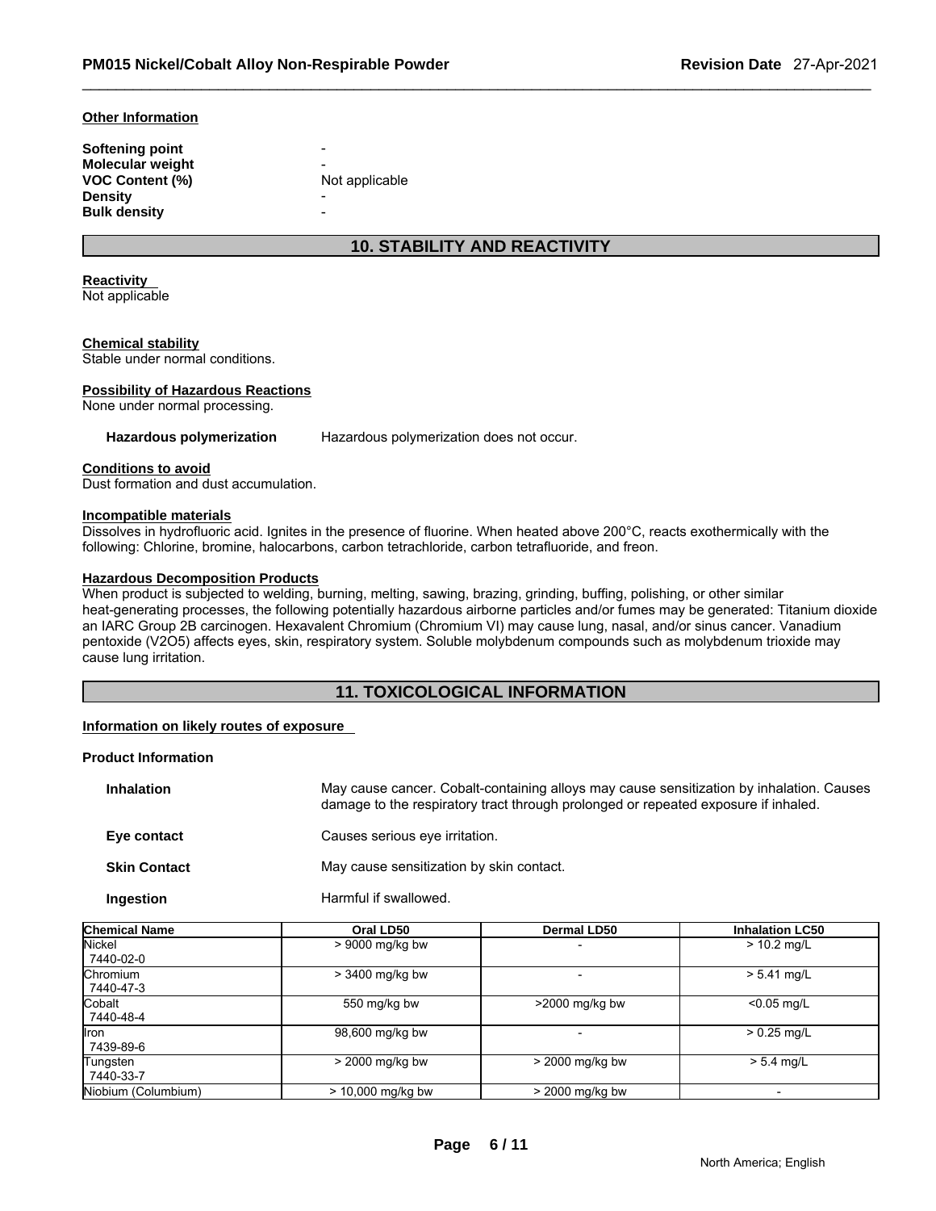#### Other Information

| | |
|---|---|
| **Softening point** | - |
| **Molecular weight** | - |
| **VOC Content (%)** | Not applicable |
| **Density** | - |
| **Bulk density** | - |

## 10. STABILITY AND REACTIVITY

**Reactivity**
Not applicable

**Chemical stability**
Stable under normal conditions.

**Possibility of Hazardous Reactions**
None under normal processing.

**Hazardous polymerization** Hazardous polymerization does not occur.

**Conditions to avoid**
Dust formation and dust accumulation.

**Incompatible materials**
Dissolves in hydrofluoric acid. Ignites in the presence of fluorine. When heated above 200°C, reacts exothermically with the following: Chlorine, bromine, halocarbons, carbon tetrachloride, carbon tetrafluoride, and freon.

**Hazardous Decomposition Products**
When product is subjected to welding, burning, melting, sawing, brazing, grinding, buffing, polishing, or other similar heat-generating processes, the following potentially hazardous airborne particles and/or fumes may be generated: Titanium dioxide an IARC Group 2B carcinogen. Hexavalent Chromium (Chromium VI) may cause lung, nasal, and/or sinus cancer. Vanadium pentoxide ($V_2O_5$) affects eyes, skin, respiratory system. Soluble molybdenum compounds such as molybdenum trioxide may cause lung irritation.

## 11. TOXICOLOGICAL INFORMATION

**Information on likely routes of exposure**

**Product Information**

| | |
|---|---|
| **Inhalation** | May cause cancer. Cobalt-containing alloys may cause sensitization by inhalation. Causes damage to the respiratory tract through prolonged or repeated exposure if inhaled. |
| **Eye contact** | Causes serious eye irritation. |
| **Skin Contact** | May cause sensitization by skin contact. |
| **Ingestion** | Harmful if swallowed. |

| Chemical Name | Oral LD50 | Dermal LD50 | Inhalation LC50 |
|---|---|---|---|
| Nickel<br>7440-02-0 | > 9000 mg/kg bw | - | > 10.2 mg/L |
| Chromium<br>7440-47-3 | > 3400 mg/kg bw | - | > 5.41 mg/L |
| Cobalt<br>7440-48-4 | 550 mg/kg bw | >2000 mg/kg bw | <0.05 mg/L |
| Iron<br>7439-89-6 | 98,600 mg/kg bw | - | > 0.25 mg/L |
| Tungsten<br>7440-33-7 | > 2000 mg/kg bw | > 2000 mg/kg bw | > 5.4 mg/L |
| Niobium (Columbium) | > 10,000 mg/kg bw | > 2000 mg/kg bw | - |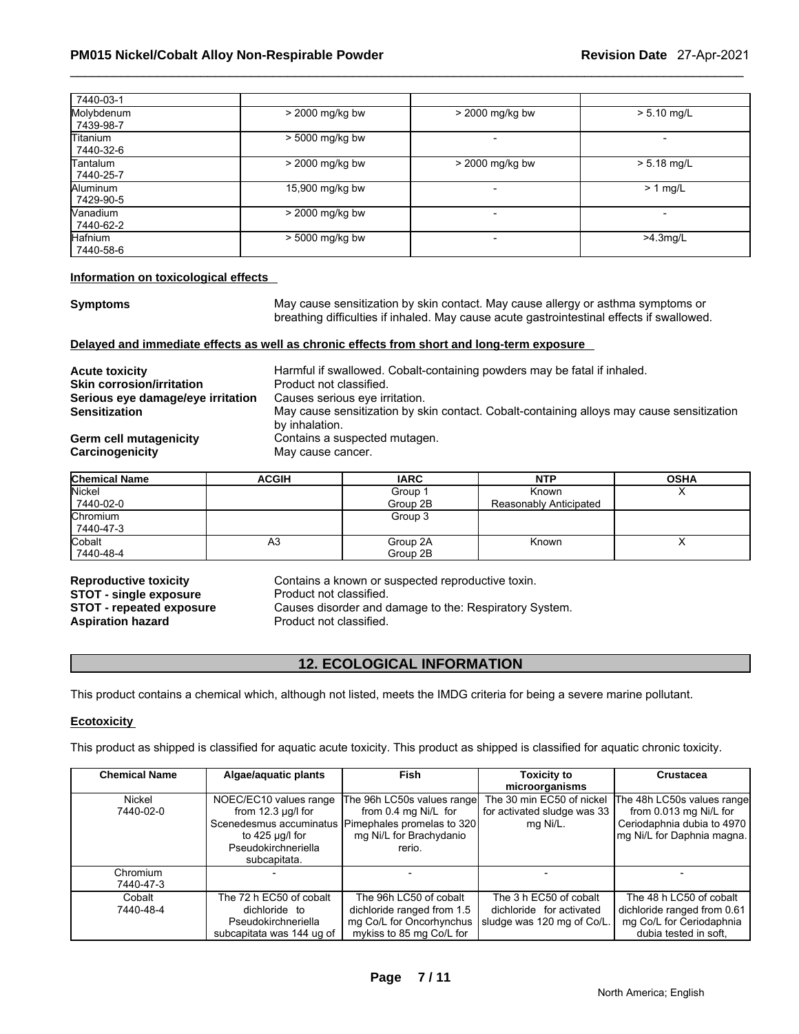| | | | |
|---|---|---|---|
| 7440-03-1 | | | |
| Molybdenum 7439-98-7 | > 2000 mg/kg bw | > 2000 mg/kg bw | > 5.10 mg/L |
| Titanium 7440-32-6 | > 5000 mg/kg bw | - | - |
| Tantalum 7440-25-7 | > 2000 mg/kg bw | > 2000 mg/kg bw | > 5.18 mg/L |
| Aluminum 7429-90-5 | 15,900 mg/kg bw | - | > 1 mg/L |
| Vanadium 7440-62-2 | > 2000 mg/kg bw | - | - |
| Hafnium 7440-58-6 | > 5000 mg/kg bw | - | >4.3mg/L |

**Information on toxicological effects**

**Symptoms** May cause sensitization by skin contact. May cause allergy or asthma symptoms or breathing difficulties if inhaled. May cause acute gastrointestinal effects if swallowed.

**Delayed and immediate effects as well as chronic effects from short and long-term exposure**

**Acute toxicity** Harmful if swallowed. Cobalt-containing powders may be fatal if inhaled.
**Skin corrosion/irritation** Product not classified.
**Serious eye damage/eye irritation** Causes serious eye irritation.
**Sensitization** May cause sensitization by skin contact. Cobalt-containing alloys may cause sensitization by inhalation.
**Germ cell mutagenicity** Contains a suspected mutagen.
**Carcinogenicity** May cause cancer.

| Chemical Name | ACGIH | IARC | NTP | OSHA |
|---|---|---|---|---|
| Nickel 7440-02-0 | | Group 1 Group 2B | Known Reasonably Anticipated | X |
| Chromium 7440-47-3 | | Group 3 | | |
| Cobalt 7440-48-4 | A3 | Group 2A Group 2B | Known | X |

**Reproductive toxicity** Contains a known or suspected reproductive toxin.
**STOT - single exposure** Product not classified.
**STOT - repeated exposure** Causes disorder and damage to the: Respiratory System.
**Aspiration hazard** Product not classified.

## 12. ECOLOGICAL INFORMATION

This product contains a chemical which, although not listed, meets the IMDG criteria for being a severe marine pollutant.

**Ecotoxicity**

This product as shipped is classified for aquatic acute toxicity. This product as shipped is classified for aquatic chronic toxicity.

| Chemical Name | Algae/aquatic plants | Fish | Toxicity to microorganisms | Crustacea |
|---|---|---|---|---|
| Nickel 7440-02-0 | NOEC/EC10 values range from 12.3 µg/l for Scenedesmus accuminatus to 425 µg/l for Pseudokirchneriella subcapitata. | The 96h LC50s values range from 0.4 mg Ni/L for Pimephales promelas to 320 mg Ni/L for Brachydanio rerio. | The 30 min EC50 of nickel for activated sludge was 33 mg Ni/L. | The 48h LC50s values range from 0.013 mg Ni/L for Ceriodaphnia dubia to 4970 mg Ni/L for Daphnia magna. |
| Chromium 7440-47-3 | - | - | - | - |
| Cobalt 7440-48-4 | The 72 h EC50 of cobalt dichloride to Pseudokirchneriella subcapitata was 144 ug of | The 96h LC50 of cobalt dichloride ranged from 1.5 mg Co/L for Oncorhynchus mykiss to 85 mg Co/L for | The 3 h EC50 of cobalt dichloride for activated sludge was 120 mg of Co/L. | The 48 h LC50 of cobalt dichloride ranged from 0.61 mg Co/L for Ceriodaphnia dubia tested in soft, |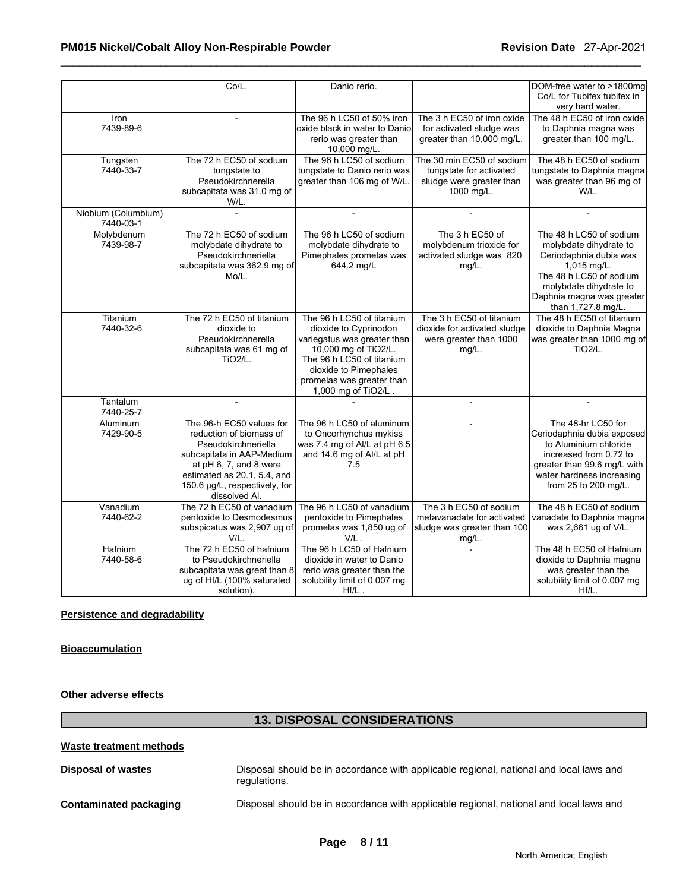| | Co/L. | Danio rerio. | | DOM-free water to >1800mg Co/L for Tubifex tubifex in very hard water. |
|---|---|---|---|---|
| Iron<br>7439-89-6 | - | The 96 h LC50 of 50% iron oxide black in water to Danio rerio was greater than 10,000 mg/L. | The 3 h EC50 of iron oxide for activated sludge was greater than 10,000 mg/L. | The 48 h EC50 of iron oxide to Daphnia magna was greater than 100 mg/L. |
| Tungsten<br>7440-33-7 | The 72 h EC50 of sodium tungstate to Pseudokirchnerella subcapitata was 31.0 mg of W/L. | The 96 h LC50 of sodium tungstate to Danio rerio was greater than 106 mg of W/L. | The 30 min EC50 of sodium tungstate for activated sludge were greater than 1000 mg/L. | The 48 h EC50 of sodium tungstate to Daphnia magna was greater than 96 mg of W/L. |
| Niobium (Columbium)<br>7440-03-1 | - | - | - | - |
| Molybdenum<br>7439-98-7 | The 72 h EC50 of sodium molybdate dihydrate to Pseudokirchneriella subcapitata was 362.9 mg of Mo/L. | The 96 h LC50 of sodium molybdate dihydrate to Pimephales promelas was 644.2 mg/L | The 3 h EC50 of molybdenum trioxide for activated sludge was 820 mg/L. | The 48 h LC50 of sodium molybdate dihydrate to Ceriodaphnia dubia was 1,015 mg/L. The 48 h LC50 of sodium molybdate dihydrate to Daphnia magna was greater than 1,727.8 mg/L. |
| Titanium<br>7440-32-6 | The 72 h EC50 of titanium dioxide to Pseudokirchnerella subcapitata was 61 mg of $TiO_2$/L. | The 96 h LC50 of titanium dioxide to Cyprinodon variegatus was greater than 10,000 mg of $TiO_2$/L. The 96 h LC50 of titanium dioxide to Pimephales promelas was greater than 1,000 mg of $TiO_2$/L . | The 3 h EC50 of titanium dioxide for activated sludge were greater than 1000 mg/L. | The 48 h EC50 of titanium dioxide to Daphnia Magna was greater than 1000 mg of $TiO_2$/L. |
| Tantalum<br>7440-25-7 | - | - | - | - |
| Aluminum<br>7429-90-5 | The 96-h EC50 values for reduction of biomass of Pseudokirchneriella subcapitata in AAP-Medium at pH 6, 7, and 8 were estimated as 20.1, 5.4, and 150.6 µg/L, respectively, for dissolved Al. | The 96 h LC50 of aluminum to Oncorhynchus mykiss was 7.4 mg of Al/L at pH 6.5 and 14.6 mg of Al/L at pH 7.5 | - | The 48-hr LC50 for Ceriodaphnia dubia exposed to Aluminium chloride increased from 0.72 to greater than 99.6 mg/L with water hardness increasing from 25 to 200 mg/L. |
| Vanadium<br>7440-62-2 | The 72 h EC50 of vanadium pentoxide to Desmodesmus subspicatus was 2,907 ug of V/L. | The 96 h LC50 of vanadium pentoxide to Pimephales promelas was 1,850 ug of V/L . | The 3 h EC50 of sodium metavanadate for activated sludge was greater than 100 mg/L. | The 48 h EC50 of sodium vanadate to Daphnia magna was 2,661 ug of V/L. |
| Hafnium<br>7440-58-6 | The 72 h EC50 of hafnium to Pseudokirchneriella subcapitata was great than 8 ug of Hf/L (100% saturated solution). | The 96 h LC50 of Hafnium dioxide in water to Danio rerio was greater than the solubility limit of 0.007 mg Hf/L . | - | The 48 h EC50 of Hafnium dioxide to Daphnia magna was greater than the solubility limit of 0.007 mg Hf/L. |

**Persistence and degradability**

**Bioaccumulation**

**Other adverse effects**

## 13. DISPOSAL CONSIDERATIONS

**Waste treatment methods**

**Disposal of wastes** Disposal should be in accordance with applicable regional, national and local laws and regulations.

**Contaminated packaging** Disposal should be in accordance with applicable regional, national and local laws and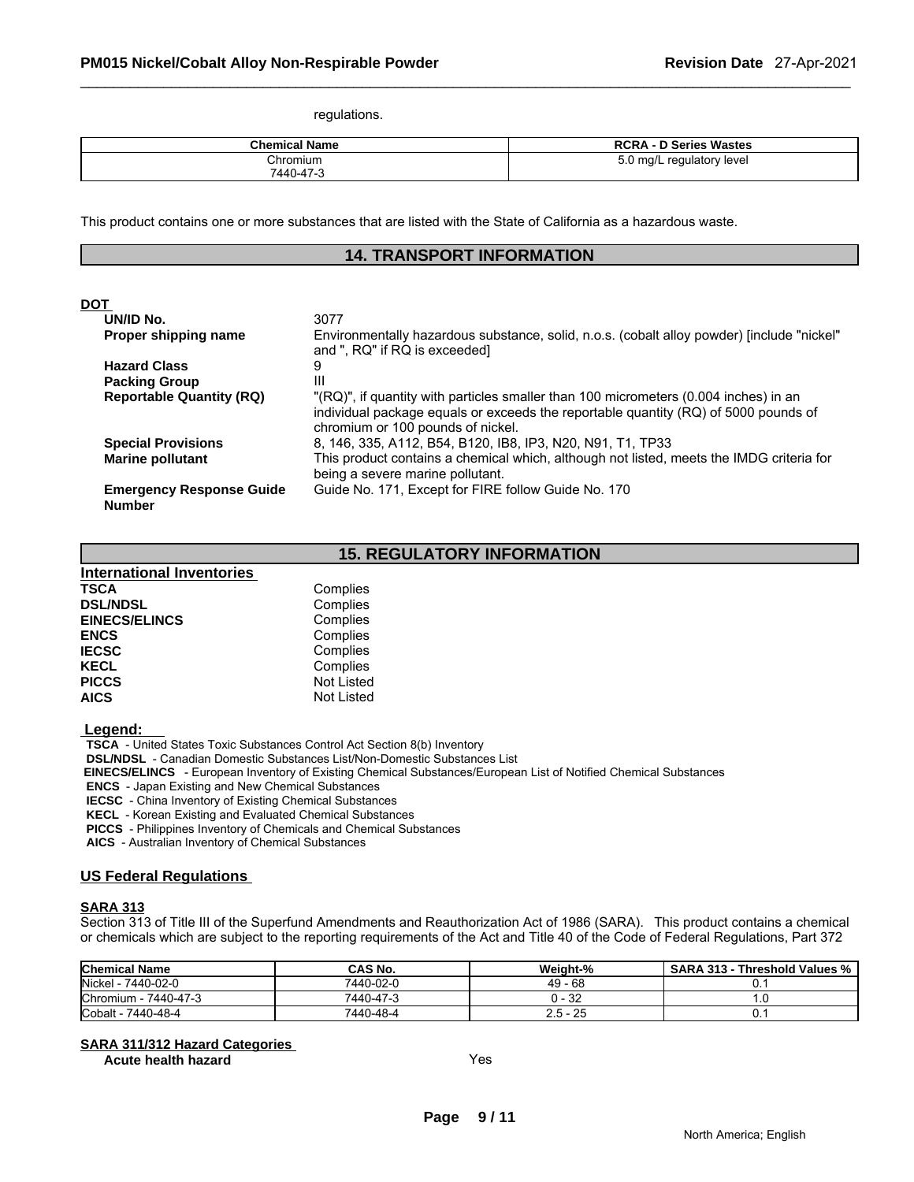regulations.

| Chemical Name | RCRA - D Series Wastes |
| --- | --- |
| Chromium<br>7440-47-3 | 5.0 mg/L regulatory level |

This product contains one or more substances that are listed with the State of California as a hazardous waste.

## 14. TRANSPORT INFORMATION

**DOT**

| | |
| --- | --- |
| **UN/ID No.** | 3077 |
| **Proper shipping name** | Environmentally hazardous substance, solid, n.o.s. (cobalt alloy powder) [include "nickel" and ", RQ" if RQ is exceeded] |
| **Hazard Class** | 9 |
| **Packing Group** | III |
| **Reportable Quantity (RQ)** | "(RQ)", if quantity with particles smaller than 100 micrometers (0.004 inches) in an individual package equals or exceeds the reportable quantity (RQ) of 5000 pounds of chromium or 100 pounds of nickel. |
| **Special Provisions** | 8, 146, 335, A112, B54, B120, IB8, IP3, N20, N91, T1, TP33 |
| **Marine pollutant** | This product contains a chemical which, although not listed, meets the IMDG criteria for being a severe marine pollutant. |
| **Emergency Response Guide Number** | Guide No. 171, Except for FIRE follow Guide No. 170 |

## 15. REGULATORY INFORMATION

**International Inventories**

| | |
| --- | --- |
| **TSCA** | Complies |
| **DSL/NDSL** | Complies |
| **EINECS/ELINCS** | Complies |
| **ENCS** | Complies |
| **IECSC** | Complies |
| **KECL** | Complies |
| **PICCS** | Not Listed |
| **AICS** | Not Listed |

**Legend:**

**TSCA** - United States Toxic Substances Control Act Section 8(b) Inventory
**DSL/NDSL** - Canadian Domestic Substances List/Non-Domestic Substances List
**EINECS/ELINCS** - European Inventory of Existing Chemical Substances/European List of Notified Chemical Substances
**ENCS** - Japan Existing and New Chemical Substances
**IECSC** - China Inventory of Existing Chemical Substances
**KECL** - Korean Existing and Evaluated Chemical Substances
**PICCS** - Philippines Inventory of Chemicals and Chemical Substances
**AICS** - Australian Inventory of Chemical Substances

### US Federal Regulations

**SARA 313**

Section 313 of Title III of the Superfund Amendments and Reauthorization Act of 1986 (SARA). This product contains a chemical or chemicals which are subject to the reporting requirements of the Act and Title 40 of the Code of Federal Regulations, Part 372

| Chemical Name | CAS No. | Weight-% | SARA 313 - Threshold Values % |
| --- | --- | --- | --- |
| Nickel - 7440-02-0 | 7440-02-0 | 49 - 68 | 0.1 |
| Chromium - 7440-47-3 | 7440-47-3 | 0 - 32 | 1.0 |
| Cobalt - 7440-48-4 | 7440-48-4 | 2.5 - 25 | 0.1 |

**SARA 311/312 Hazard Categories**

| | |
| --- | --- |
| **Acute health hazard** | Yes |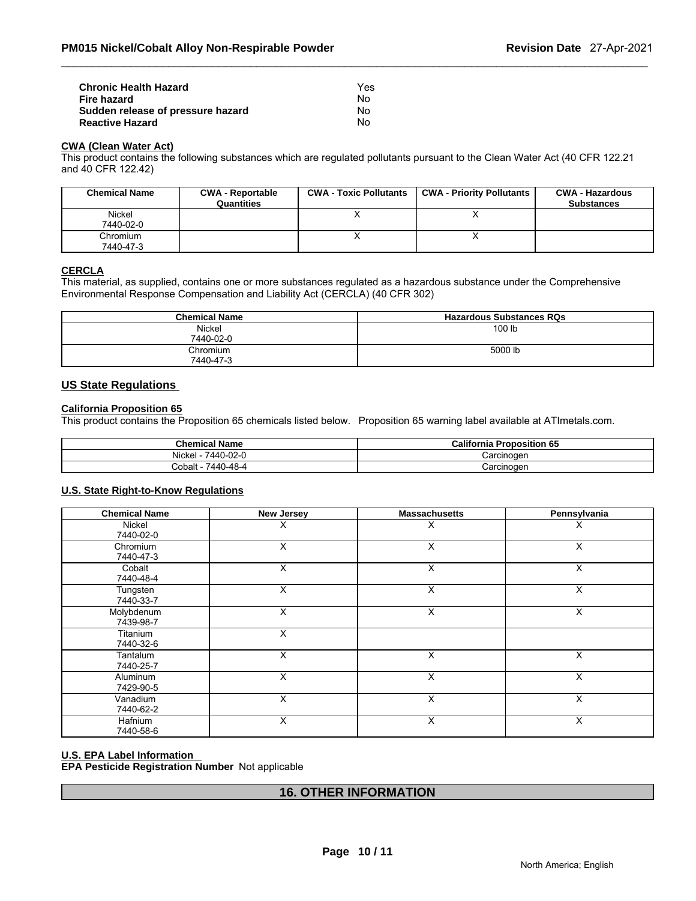| | |
|---|---|
| **Chronic Health Hazard** | Yes |
| **Fire hazard** | No |
| **Sudden release of pressure hazard** | No |
| **Reactive Hazard** | No |

**CWA (Clean Water Act)**

This product contains the following substances which are regulated pollutants pursuant to the Clean Water Act (40 CFR 122.21 and 40 CFR 122.42)

| Chemical Name | CWA - Reportable Quantities | CWA - Toxic Pollutants | CWA - Priority Pollutants | CWA - Hazardous Substances |
|---|---|---|---|---|
| Nickel 7440-02-0 | | X | X | |
| Chromium 7440-47-3 | | X | X | |

**CERCLA**

This material, as supplied, contains one or more substances regulated as a hazardous substance under the Comprehensive Environmental Response Compensation and Liability Act (CERCLA) (40 CFR 302)

| Chemical Name | Hazardous Substances RQs |
|---|---|
| Nickel 7440-02-0 | 100 lb |
| Chromium 7440-47-3 | 5000 lb |

## US State Regulations

**California Proposition 65**

This product contains the Proposition 65 chemicals listed below. Proposition 65 warning label available at ATImetals.com.

| Chemical Name | California Proposition 65 |
|---|---|
| Nickel - 7440-02-0 | Carcinogen |
| Cobalt - 7440-48-4 | Carcinogen |

**U.S. State Right-to-Know Regulations**

| Chemical Name | New Jersey | Massachusetts | Pennsylvania |
|---|---|---|---|
| Nickel 7440-02-0 | X | X | X |
| Chromium 7440-47-3 | X | X | X |
| Cobalt 7440-48-4 | X | X | X |
| Tungsten 7440-33-7 | X | X | X |
| Molybdenum 7439-98-7 | X | X | X |
| Titanium 7440-32-6 | X | | |
| Tantalum 7440-25-7 | X | X | X |
| Aluminum 7429-90-5 | X | X | X |
| Vanadium 7440-62-2 | X | X | X |
| Hafnium 7440-58-6 | X | X | X |

**U.S. EPA Label Information**

**EPA Pesticide Registration Number** Not applicable

## 16. OTHER INFORMATION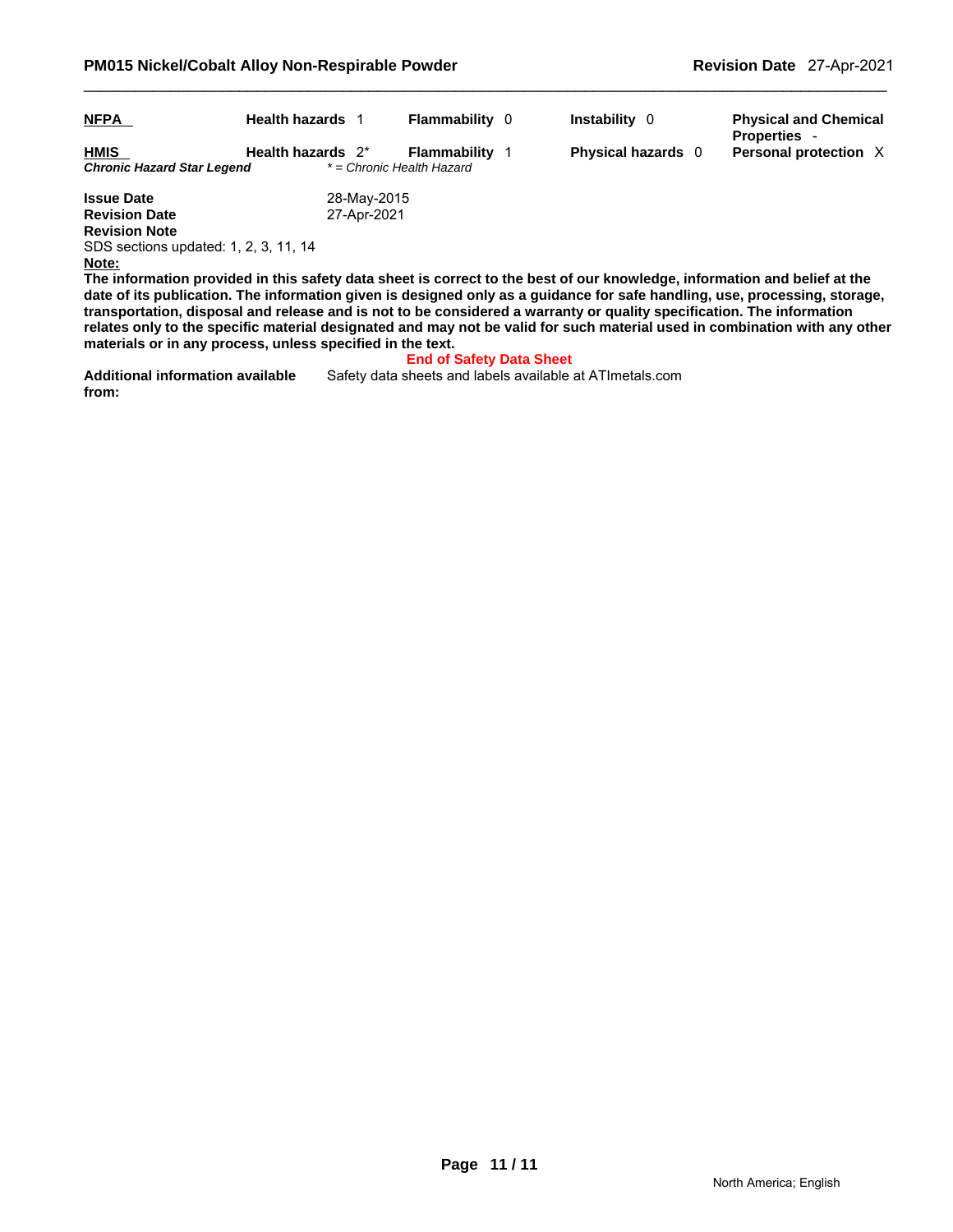| | | | | |
|---|---|---|---|---|
| **NFPA** | **Health hazards** 1 | **Flammability** 0 | **Instability** 0 | **Physical and Chemical Properties** - |
| **HMIS** | **Health hazards** 2* | **Flammability** 1 | **Physical hazards** 0 | **Personal protection** X |

***Chronic Hazard Star Legend*** *\* = Chronic Health Hazard*

**Issue Date** 28-May-2015

**Revision Date** 27-Apr-2021

**Revision Note**

SDS sections updated: 1, 2, 3, 11, 14

**Note:**

**The information provided in this safety data sheet is correct to the best of our knowledge, information and belief at the date of its publication. The information given is designed only as a guidance for safe handling, use, processing, storage, transportation, disposal and release and is not to be considered a warranty or quality specification. The information relates only to the specific material designated and may not be valid for such material used in combination with any other materials or in any process, unless specified in the text.**

**End of Safety Data Sheet**

**Additional information available from:** Safety data sheets and labels available at ATImetals.com